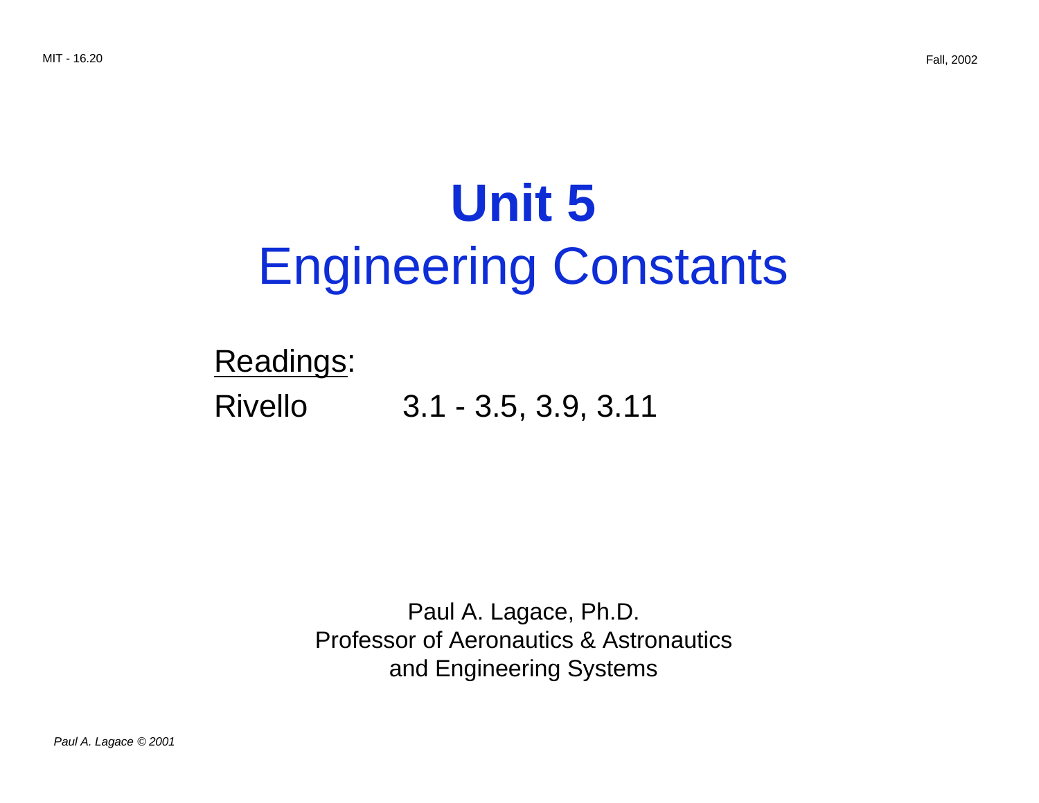# Unit 5
## Engineering Constants

Readings:

Rivello 3.1 - 3.5, 3.9, 3.11

Paul A. Lagace, Ph.D.
Professor of Aeronautics & Astronautics
and Engineering Systems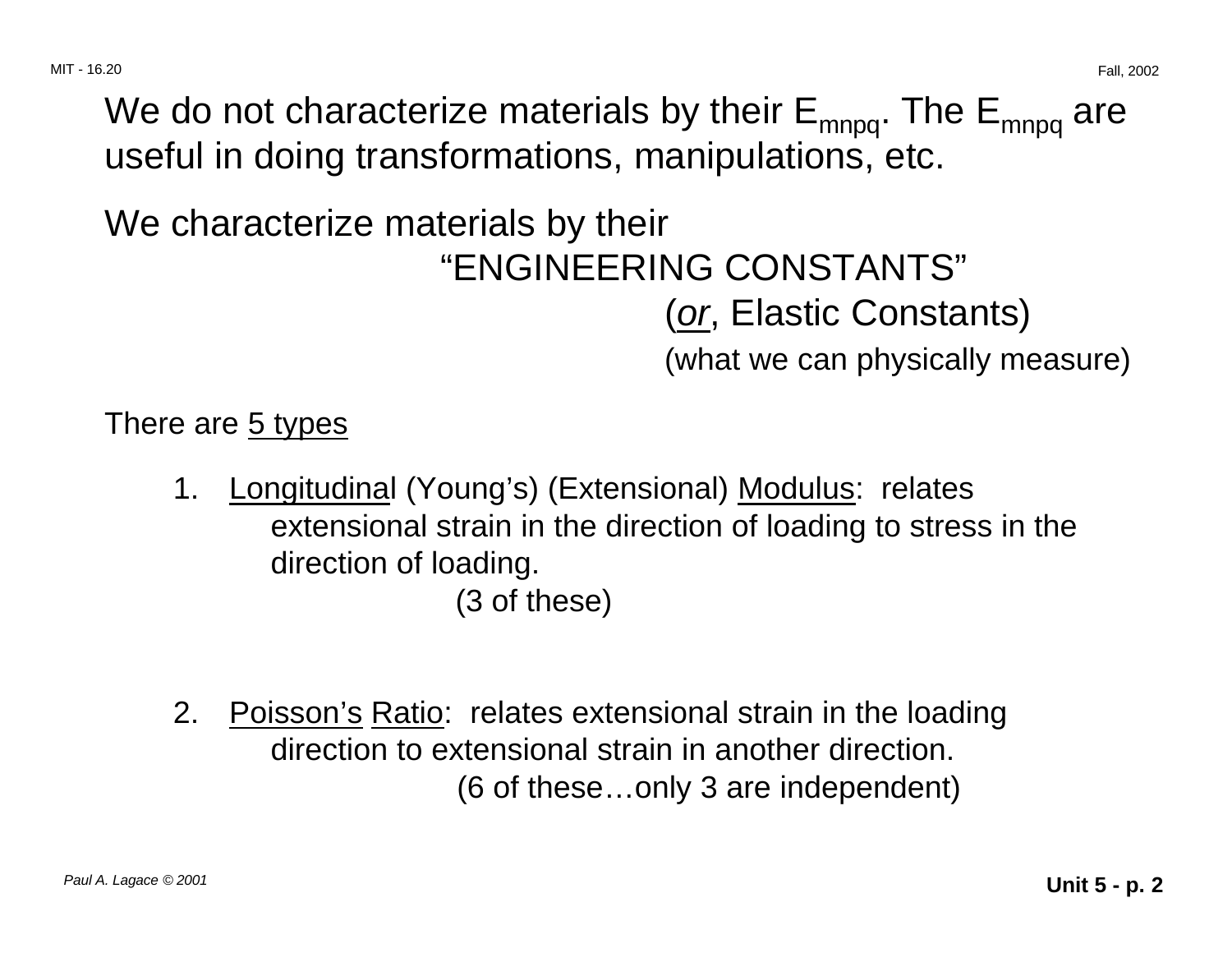We do not characterize materials by their $E_{mnpq}$. The $E_{mnpq}$ are useful in doing transformations, manipulations, etc.

We characterize materials by their

"ENGINEERING CONSTANTS"

(*or*, Elastic Constants)

(what we can physically measure)

There are 5 types

1. Longitudinal (Young's) (Extensional) Modulus: relates extensional strain in the direction of loading to stress in the direction of loading.

   (3 of these)

2. Poisson's Ratio: relates extensional strain in the loading direction to extensional strain in another direction.

   (6 of these…only 3 are independent)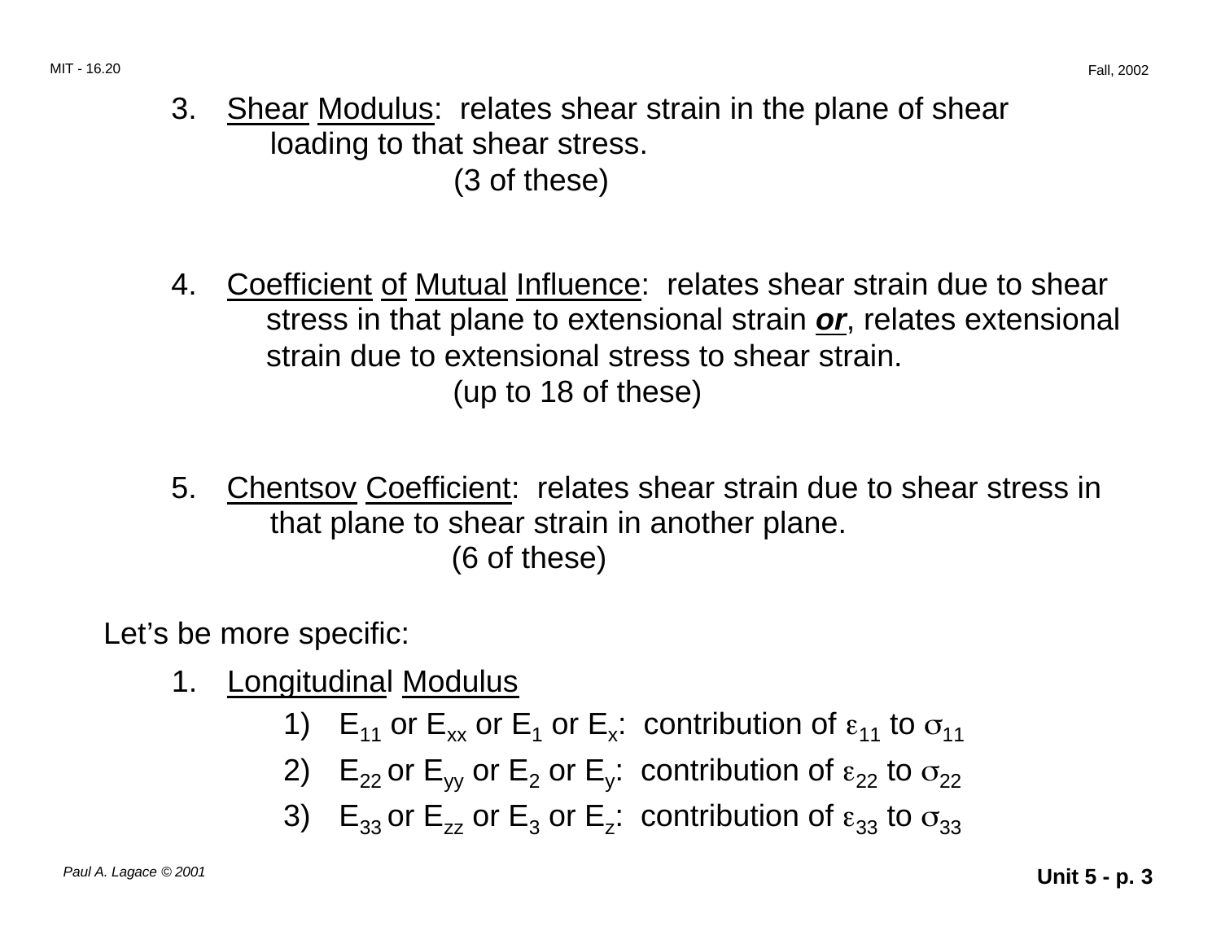3. Shear Modulus: relates shear strain in the plane of shear loading to that shear stress.
   (3 of these)

4. Coefficient of Mutual Influence: relates shear strain due to shear stress in that plane to extensional strain ***or***, relates extensional strain due to extensional stress to shear strain.
   (up to 18 of these)

5. Chentsov Coefficient: relates shear strain due to shear stress in that plane to shear strain in another plane.
   (6 of these)

Let's be more specific:

1. Longitudinal Modulus
   1) $E_{11}$ or $E_{xx}$ or $E_1$ or $E_x$: contribution of $\varepsilon_{11}$ to $\sigma_{11}$
   2) $E_{22}$ or $E_{yy}$ or $E_2$ or $E_y$: contribution of $\varepsilon_{22}$ to $\sigma_{22}$
   3) $E_{33}$ or $E_{zz}$ or $E_3$ or $E_z$: contribution of $\varepsilon_{33}$ to $\sigma_{33}$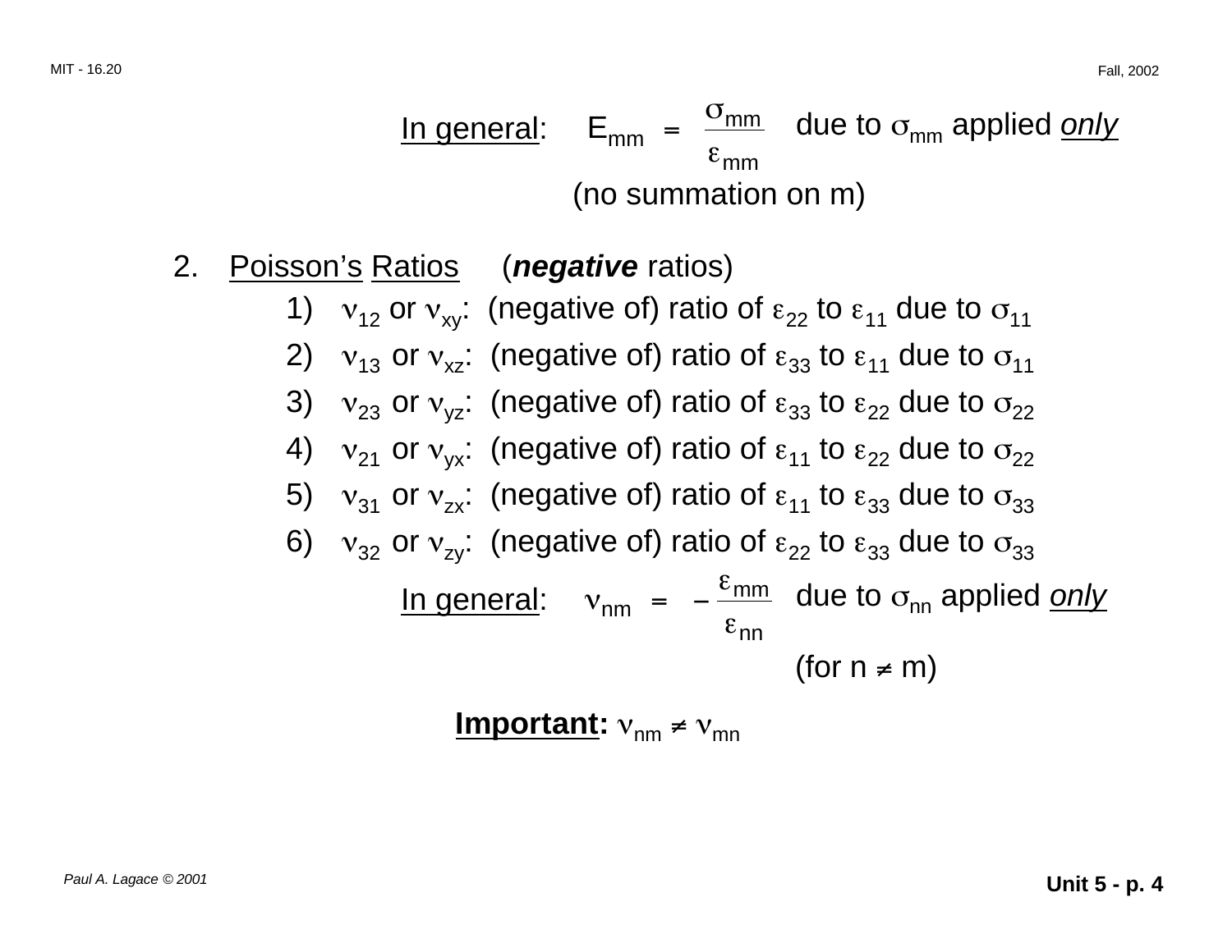<u>In general</u>: $E_{mm} = \dfrac{\sigma_{mm}}{\varepsilon_{mm}}$ due to $\sigma_{mm}$ applied *only*

(no summation on m)

2. <u>Poisson's</u> <u>Ratios</u> (***negative*** ratios)

    1) $\nu_{12}$ or $\nu_{xy}$: (negative of) ratio of $\varepsilon_{22}$ to $\varepsilon_{11}$ due to $\sigma_{11}$
    2) $\nu_{13}$ or $\nu_{xz}$: (negative of) ratio of $\varepsilon_{33}$ to $\varepsilon_{11}$ due to $\sigma_{11}$
    3) $\nu_{23}$ or $\nu_{yz}$: (negative of) ratio of $\varepsilon_{33}$ to $\varepsilon_{22}$ due to $\sigma_{22}$
    4) $\nu_{21}$ or $\nu_{yx}$: (negative of) ratio of $\varepsilon_{11}$ to $\varepsilon_{22}$ due to $\sigma_{22}$
    5) $\nu_{31}$ or $\nu_{zx}$: (negative of) ratio of $\varepsilon_{11}$ to $\varepsilon_{33}$ due to $\sigma_{33}$
    6) $\nu_{32}$ or $\nu_{zy}$: (negative of) ratio of $\varepsilon_{22}$ to $\varepsilon_{33}$ due to $\sigma_{33}$

<u>In general</u>: $\nu_{nm} = -\dfrac{\varepsilon_{mm}}{\varepsilon_{nn}}$ due to $\sigma_{nn}$ applied *only*

(for $n \neq m$)

**<u>Important</u>:** $\nu_{nm} \neq \nu_{mn}$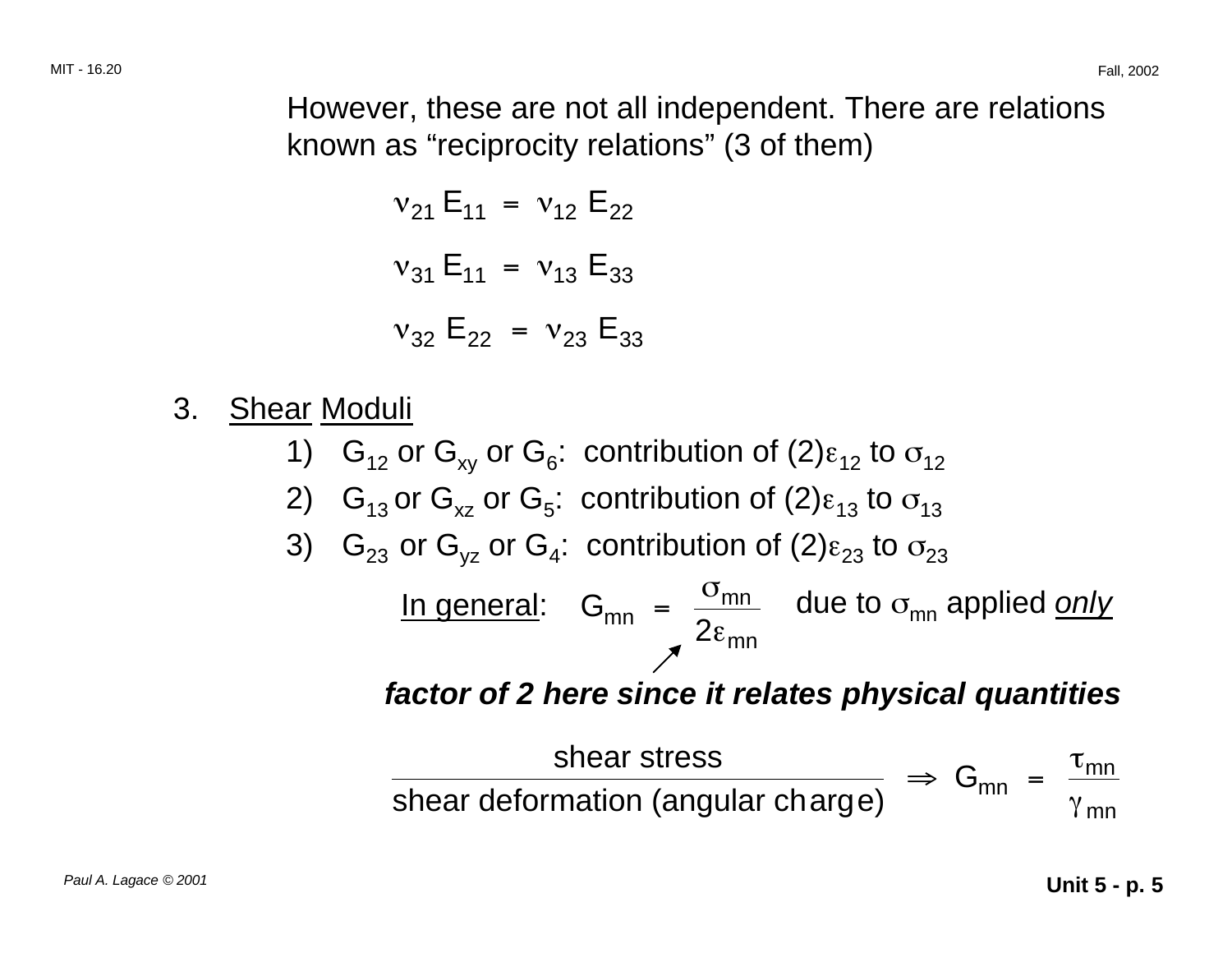However, these are not all independent. There are relations known as "reciprocity relations" (3 of them)

$$\nu_{21} E_{11} = \nu_{12} E_{22}$$

$$\nu_{31} E_{11} = \nu_{13} E_{33}$$

$$\nu_{32} E_{22} = \nu_{23} E_{33}$$

3. Shear Moduli

   1) $G_{12}$ or $G_{xy}$ or $G_6$: contribution of (2)$\varepsilon_{12}$ to $\sigma_{12}$
   2) $G_{13}$ or $G_{xz}$ or $G_5$: contribution of (2)$\varepsilon_{13}$ to $\sigma_{13}$
   3) $G_{23}$ or $G_{yz}$ or $G_4$: contribution of (2)$\varepsilon_{23}$ to $\sigma_{23}$

In general: $G_{mn} = \dfrac{\sigma_{mn}}{2\varepsilon_{mn}}$ due to $\sigma_{mn}$ applied *only*

***factor of 2 here since it relates physical quantities***

$$\frac{\text{shear stress}}{\text{shear deformation (angular charge)}} \Rightarrow G_{mn} = \frac{\tau_{mn}}{\gamma_{mn}}$$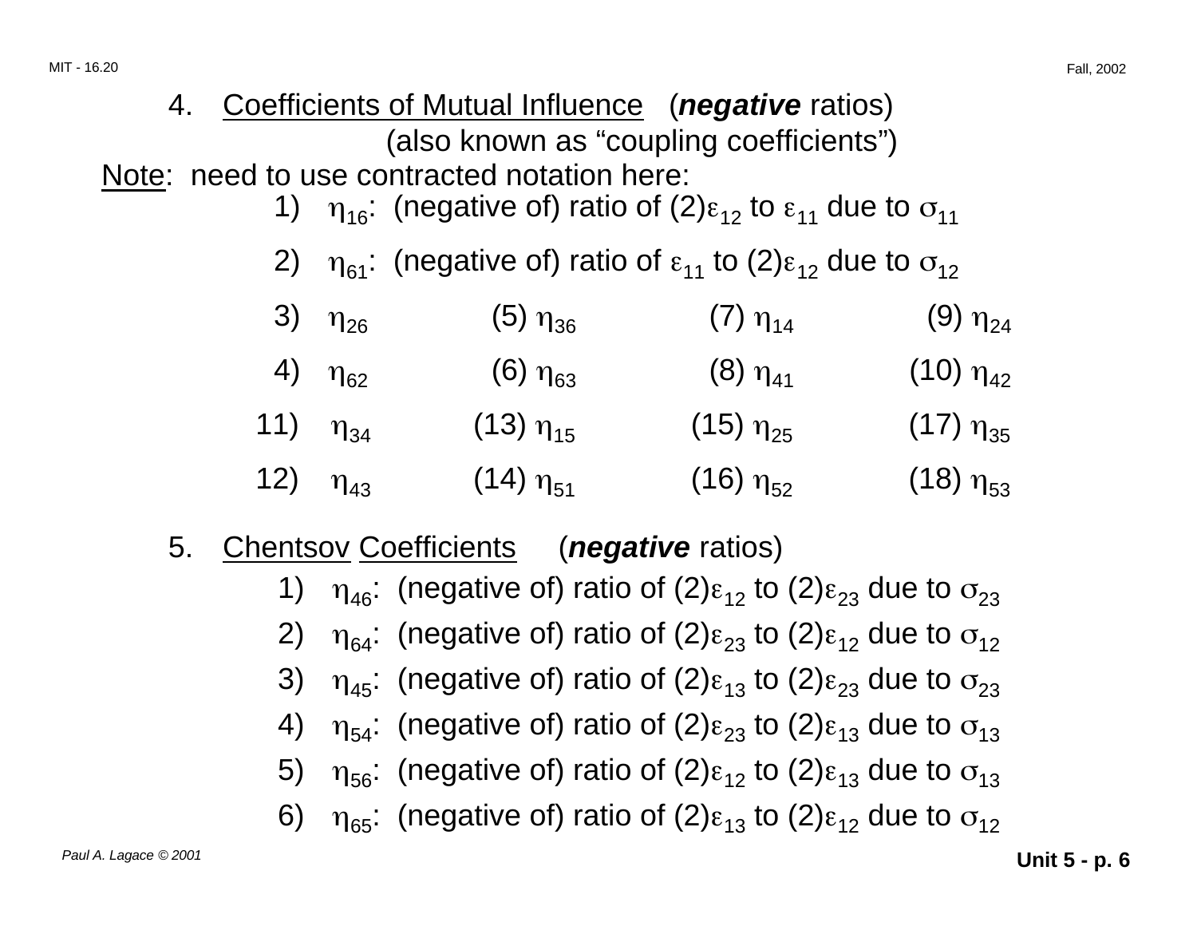4. <u>Coefficients of Mutual Influence</u> (***negative*** ratios)
   (also known as "coupling coefficients")

<u>Note</u>: need to use contracted notation here:

1) $\eta_{16}$: (negative of) ratio of (2)$\varepsilon_{12}$ to $\varepsilon_{11}$ due to $\sigma_{11}$

2) $\eta_{61}$: (negative of) ratio of $\varepsilon_{11}$ to (2)$\varepsilon_{12}$ due to $\sigma_{12}$

3) $\eta_{26}$ (5) $\eta_{36}$ (7) $\eta_{14}$ (9) $\eta_{24}$

4) $\eta_{62}$ (6) $\eta_{63}$ (8) $\eta_{41}$ (10) $\eta_{42}$

11) $\eta_{34}$ (13) $\eta_{15}$ (15) $\eta_{25}$ (17) $\eta_{35}$

12) $\eta_{43}$ (14) $\eta_{51}$ (16) $\eta_{52}$ (18) $\eta_{53}$

5. <u>Chentsov</u> <u>Coefficients</u> (***negative*** ratios)

1) $\eta_{46}$: (negative of) ratio of (2)$\varepsilon_{12}$ to (2)$\varepsilon_{23}$ due to $\sigma_{23}$
2) $\eta_{64}$: (negative of) ratio of (2)$\varepsilon_{23}$ to (2)$\varepsilon_{12}$ due to $\sigma_{12}$
3) $\eta_{45}$: (negative of) ratio of (2)$\varepsilon_{13}$ to (2)$\varepsilon_{23}$ due to $\sigma_{23}$
4) $\eta_{54}$: (negative of) ratio of (2)$\varepsilon_{23}$ to (2)$\varepsilon_{13}$ due to $\sigma_{13}$
5) $\eta_{56}$: (negative of) ratio of (2)$\varepsilon_{12}$ to (2)$\varepsilon_{13}$ due to $\sigma_{13}$
6) $\eta_{65}$: (negative of) ratio of (2)$\varepsilon_{13}$ to (2)$\varepsilon_{12}$ due to $\sigma_{12}$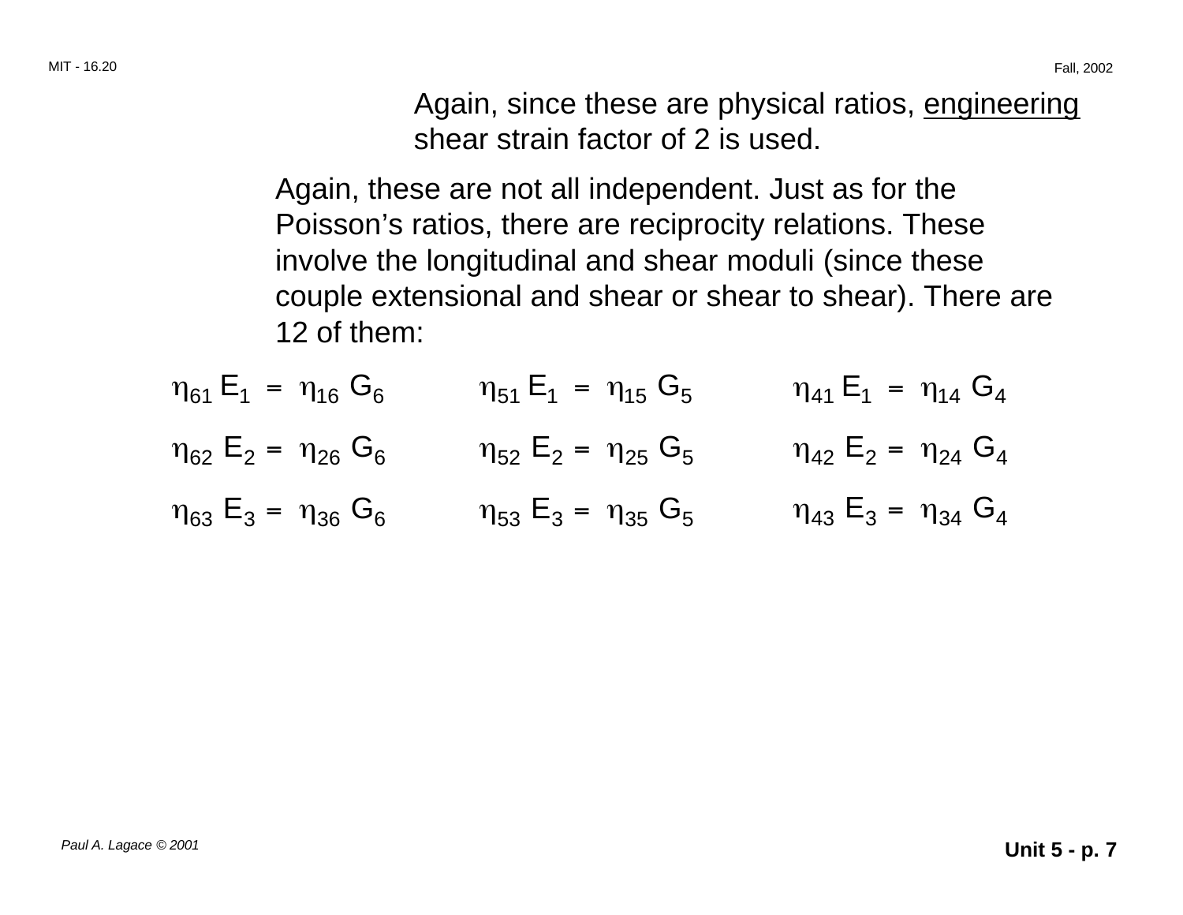Again, since these are physical ratios, <u>engineering</u> shear strain factor of 2 is used.

Again, these are not all independent. Just as for the Poisson's ratios, there are reciprocity relations. These involve the longitudinal and shear moduli (since these couple extensional and shear or shear to shear). There are 12 of them:

$$\eta_{61} E_1 = \eta_{16} G_6 \qquad \eta_{51} E_1 = \eta_{15} G_5 \qquad \eta_{41} E_1 = \eta_{14} G_4$$

$$\eta_{62} E_2 = \eta_{26} G_6 \qquad \eta_{52} E_2 = \eta_{25} G_5 \qquad \eta_{42} E_2 = \eta_{24} G_4$$

$$\eta_{63} E_3 = \eta_{36} G_6 \qquad \eta_{53} E_3 = \eta_{35} G_5 \qquad \eta_{43} E_3 = \eta_{34} G_4$$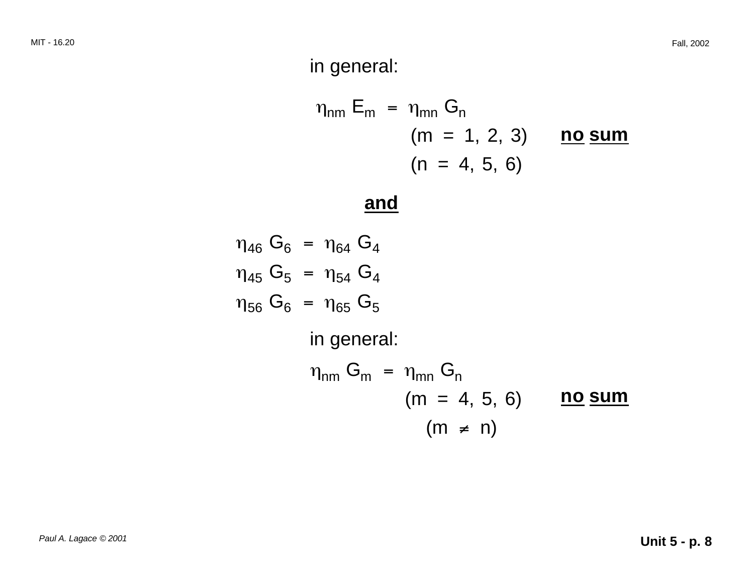in general:

$$\eta_{nm} E_m = \eta_{mn} G_n$$

$(m = 1, 2, 3)$ **no sum**

$(n = 4, 5, 6)$

**and**

$$\eta_{46} G_6 = \eta_{64} G_4$$

$$\eta_{45} G_5 = \eta_{54} G_4$$

$$\eta_{56} G_6 = \eta_{65} G_5$$

in general:

$$\eta_{nm} G_m = \eta_{mn} G_n$$

$(m = 4, 5, 6)$ **no sum**

$(m \neq n)$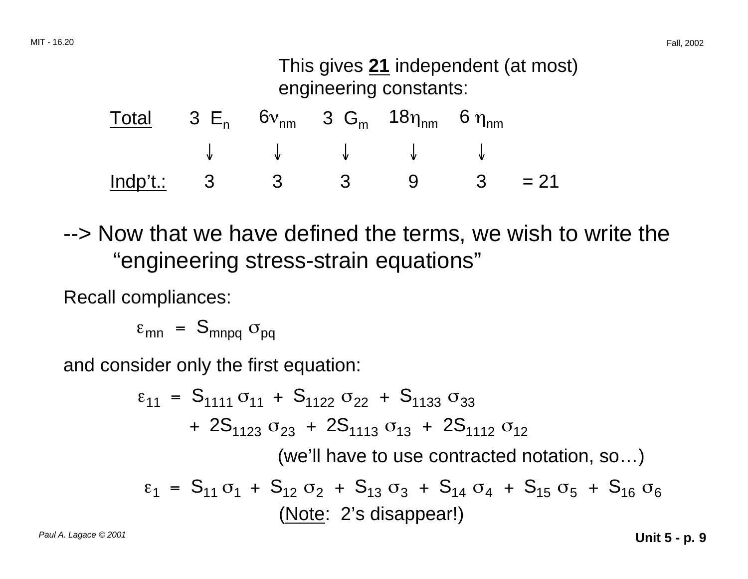This gives **21** independent (at most) engineering constants:

| | | | | | | |
|---|---|---|---|---|---|---|
| <u>Total</u> | 3 $E_n$ | $6\nu_{nm}$ | 3 $G_m$ | $18\eta_{nm}$ | 6 $\eta_{nm}$ | |
| | ↓ | ↓ | ↓ | ↓ | ↓ | |
| <u>Indp't.:</u> | 3 | 3 | 3 | 9 | 3 | = 21 |

--> Now that we have defined the terms, we wish to write the "engineering stress-strain equations"

Recall compliances:

$$\varepsilon_{mn} = S_{mnpq} \, \sigma_{pq}$$

and consider only the first equation:

$$\varepsilon_{11} = S_{1111} \, \sigma_{11} + S_{1122} \, \sigma_{22} + S_{1133} \, \sigma_{33}$$
$$+ \, 2S_{1123} \, \sigma_{23} + 2S_{1113} \, \sigma_{13} + 2S_{1112} \, \sigma_{12}$$

(we'll have to use contracted notation, so…)

$$\varepsilon_1 = S_{11} \, \sigma_1 + S_{12} \, \sigma_2 + S_{13} \, \sigma_3 + S_{14} \, \sigma_4 + S_{15} \, \sigma_5 + S_{16} \, \sigma_6$$

(<u>Note</u>: 2's disappear!)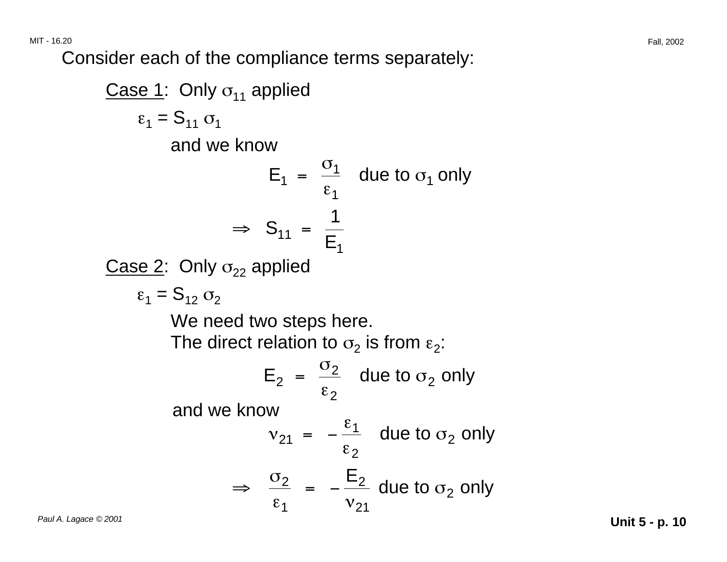Consider each of the compliance terms separately:

Case 1: Only $\sigma_{11}$ applied

$\varepsilon_1 = S_{11}\,\sigma_1$

and we know

$$E_1 = \frac{\sigma_1}{\varepsilon_1} \quad \text{due to } \sigma_1 \text{ only}$$

$$\Rightarrow \quad S_{11} = \frac{1}{E_1}$$

Case 2: Only $\sigma_{22}$ applied

$\varepsilon_1 = S_{12}\,\sigma_2$

We need two steps here.
The direct relation to $\sigma_2$ is from $\varepsilon_2$:

$$E_2 = \frac{\sigma_2}{\varepsilon_2} \quad \text{due to } \sigma_2 \text{ only}$$

and we know

$$\nu_{21} = -\frac{\varepsilon_1}{\varepsilon_2} \quad \text{due to } \sigma_2 \text{ only}$$

$$\Rightarrow \quad \frac{\sigma_2}{\varepsilon_1} = -\frac{E_2}{\nu_{21}} \quad \text{due to } \sigma_2 \text{ only}$$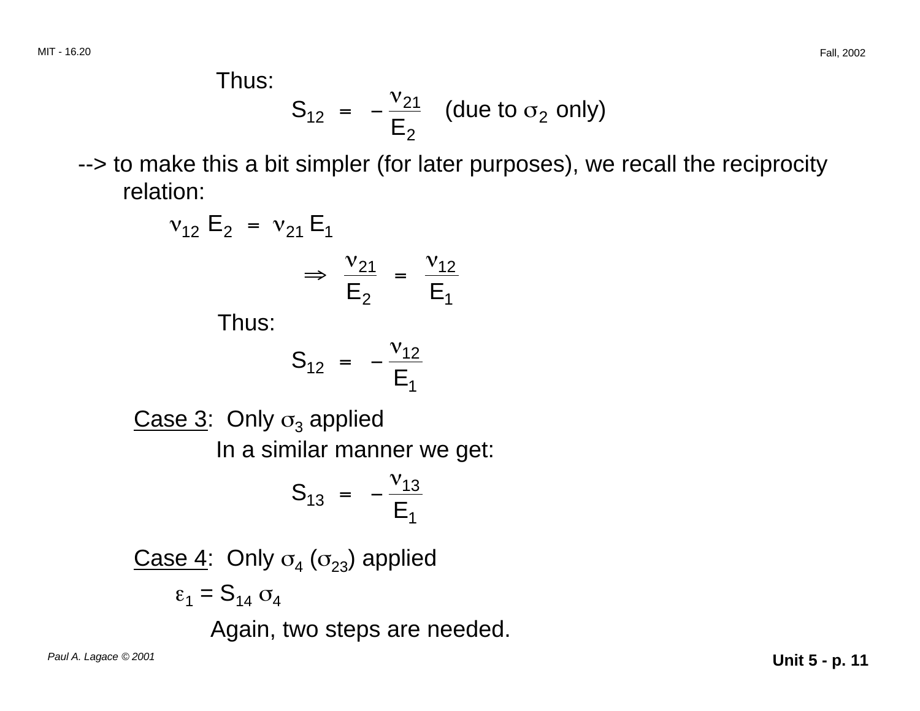Thus:

$$S_{12} = -\frac{\nu_{21}}{E_2} \quad \text{(due to } \sigma_2 \text{ only)}$$

--> to make this a bit simpler (for later purposes), we recall the reciprocity relation:

$$\nu_{12} E_2 = \nu_{21} E_1$$

$$\Rightarrow \frac{\nu_{21}}{E_2} = \frac{\nu_{12}}{E_1}$$

Thus:

$$S_{12} = -\frac{\nu_{12}}{E_1}$$

Case 3: Only $\sigma_3$ applied

In a similar manner we get:

$$S_{13} = -\frac{\nu_{13}}{E_1}$$

Case 4: Only $\sigma_4$ ($\sigma_{23}$) applied

$$\varepsilon_1 = S_{14} \sigma_4$$

Again, two steps are needed.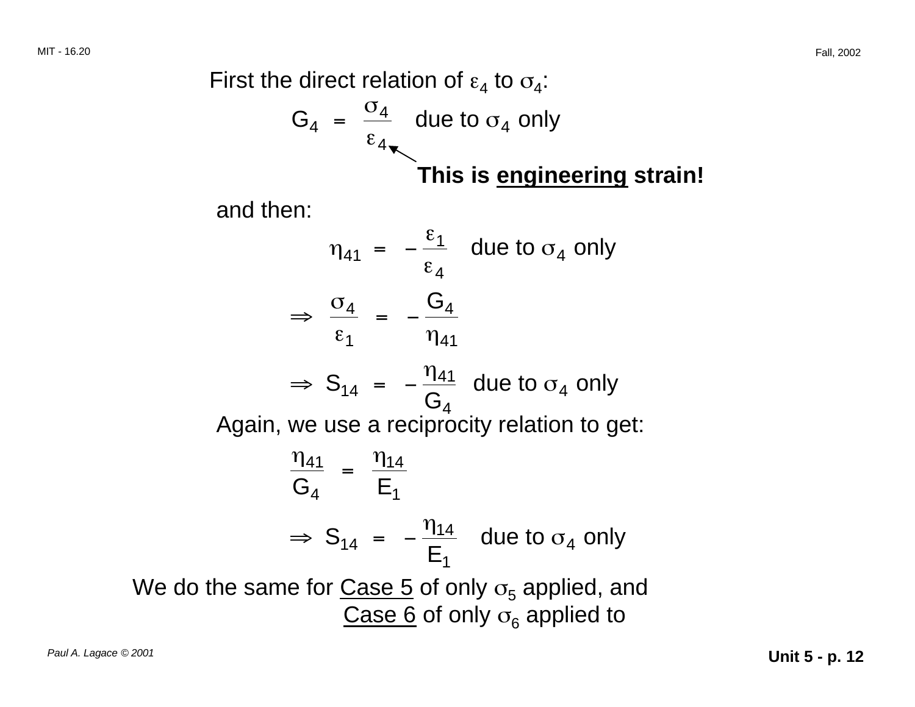First the direct relation of $\varepsilon_4$ to $\sigma_4$:

$$G_4 = \frac{\sigma_4}{\varepsilon_4} \quad \text{due to } \sigma_4 \text{ only}$$

**This is engineering strain!**

and then:

$$\eta_{41} = -\frac{\varepsilon_1}{\varepsilon_4} \quad \text{due to } \sigma_4 \text{ only}$$

$$\Rightarrow \quad \frac{\sigma_4}{\varepsilon_1} = -\frac{G_4}{\eta_{41}}$$

$$\Rightarrow \quad S_{14} = -\frac{\eta_{41}}{G_4} \quad \text{due to } \sigma_4 \text{ only}$$

Again, we use a reciprocity relation to get:

$$\frac{\eta_{41}}{G_4} = \frac{\eta_{14}}{E_1}$$

$$\Rightarrow \quad S_{14} = -\frac{\eta_{14}}{E_1} \quad \text{due to } \sigma_4 \text{ only}$$

We do the same for Case 5 of only $\sigma_5$ applied, and Case 6 of only $\sigma_6$ applied to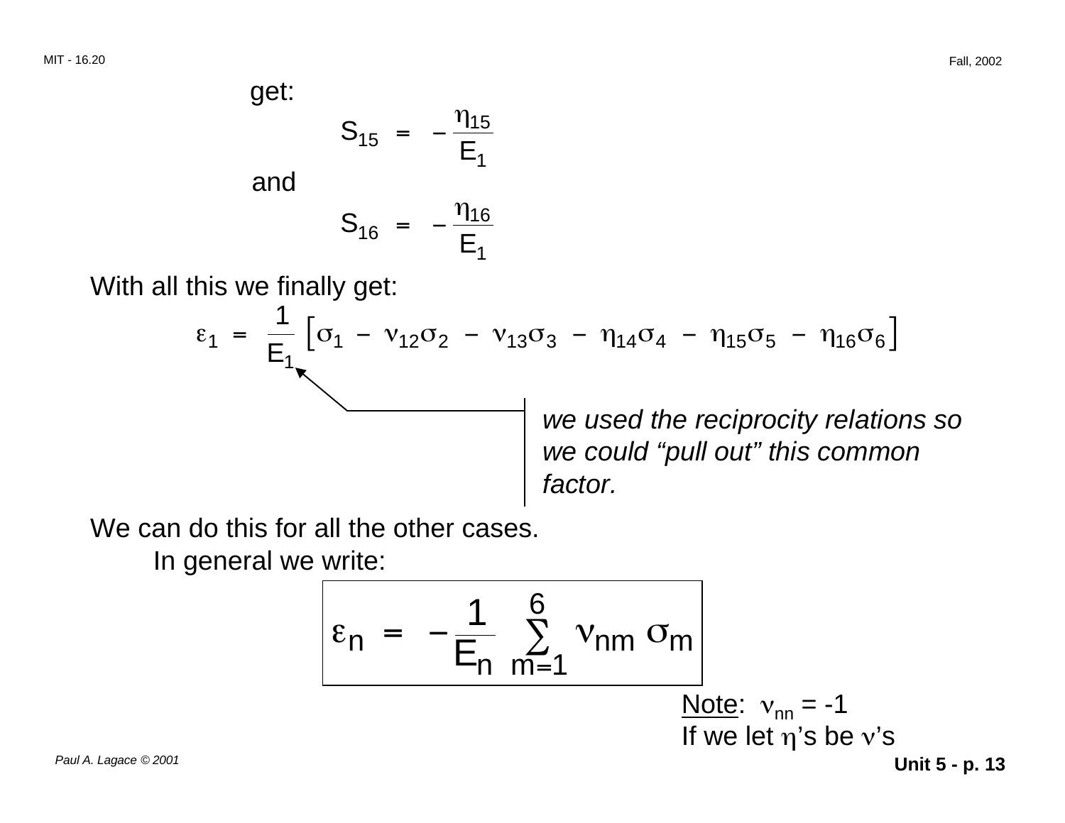get:

$$S_{15} = -\frac{\eta_{15}}{E_1}$$

and

$$S_{16} = -\frac{\eta_{16}}{E_1}$$

With all this we finally get:

$$\varepsilon_1 = \frac{1}{E_1}\left[\sigma_1 - \nu_{12}\sigma_2 - \nu_{13}\sigma_3 - \eta_{14}\sigma_4 - \eta_{15}\sigma_5 - \eta_{16}\sigma_6\right]$$

*we used the reciprocity relations so we could "pull out" this common factor.*

We can do this for all the other cases.

In general we write:

$$\varepsilon_n = -\frac{1}{E_n}\sum_{m=1}^{6} \nu_{nm}\,\sigma_m$$

Note: $\nu_{nn} = -1$

If we let $\eta$'s be $\nu$'s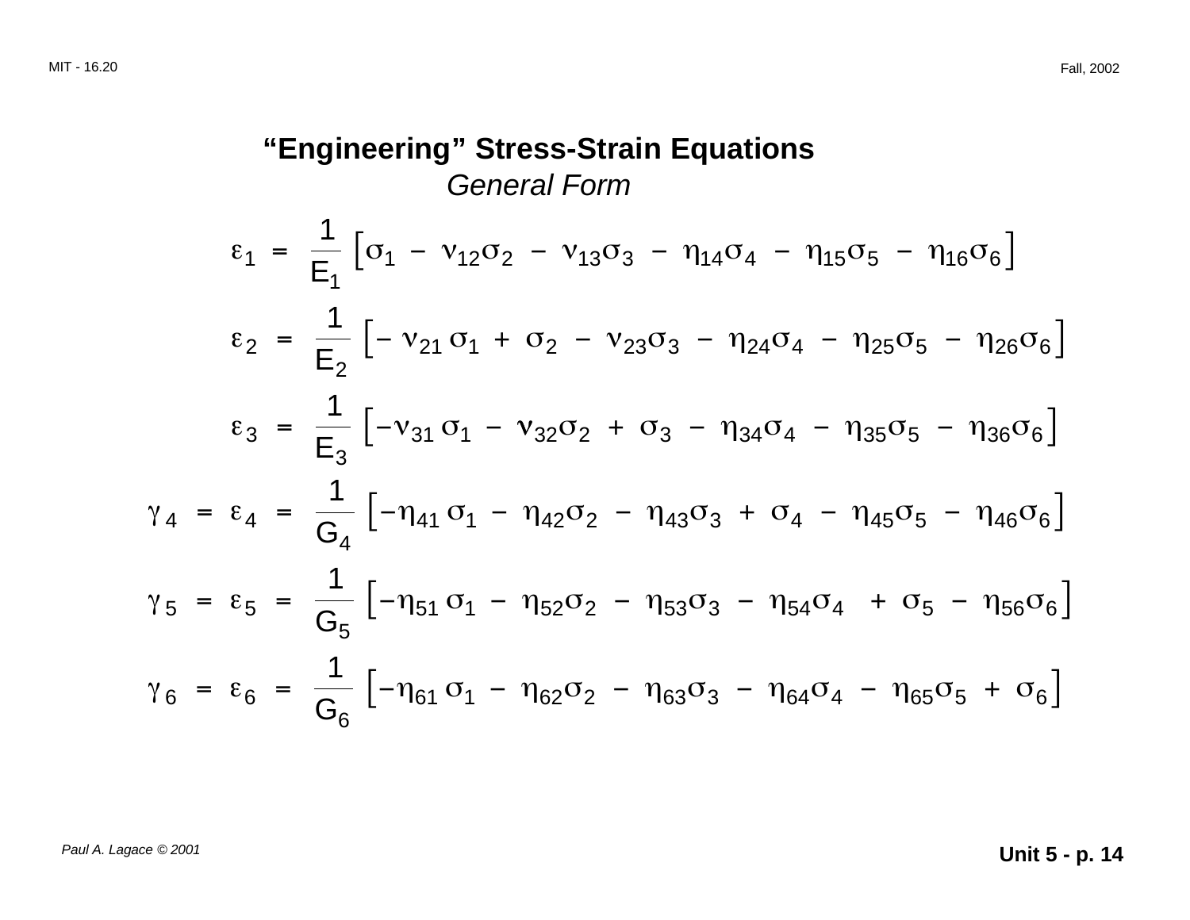# "Engineering" Stress-Strain Equations

*General Form*

$$\varepsilon_1 = \frac{1}{E_1}\left[\sigma_1 - \nu_{12}\sigma_2 - \nu_{13}\sigma_3 - \eta_{14}\sigma_4 - \eta_{15}\sigma_5 - \eta_{16}\sigma_6\right]$$

$$\varepsilon_2 = \frac{1}{E_2}\left[-\nu_{21}\sigma_1 + \sigma_2 - \nu_{23}\sigma_3 - \eta_{24}\sigma_4 - \eta_{25}\sigma_5 - \eta_{26}\sigma_6\right]$$

$$\varepsilon_3 = \frac{1}{E_3}\left[-\nu_{31}\sigma_1 - \nu_{32}\sigma_2 + \sigma_3 - \eta_{34}\sigma_4 - \eta_{35}\sigma_5 - \eta_{36}\sigma_6\right]$$

$$\gamma_4 = \varepsilon_4 = \frac{1}{G_4}\left[-\eta_{41}\sigma_1 - \eta_{42}\sigma_2 - \eta_{43}\sigma_3 + \sigma_4 - \eta_{45}\sigma_5 - \eta_{46}\sigma_6\right]$$

$$\gamma_5 = \varepsilon_5 = \frac{1}{G_5}\left[-\eta_{51}\sigma_1 - \eta_{52}\sigma_2 - \eta_{53}\sigma_3 - \eta_{54}\sigma_4 + \sigma_5 - \eta_{56}\sigma_6\right]$$

$$\gamma_6 = \varepsilon_6 = \frac{1}{G_6}\left[-\eta_{61}\sigma_1 - \eta_{62}\sigma_2 - \eta_{63}\sigma_3 - \eta_{64}\sigma_4 - \eta_{65}\sigma_5 + \sigma_6\right]$$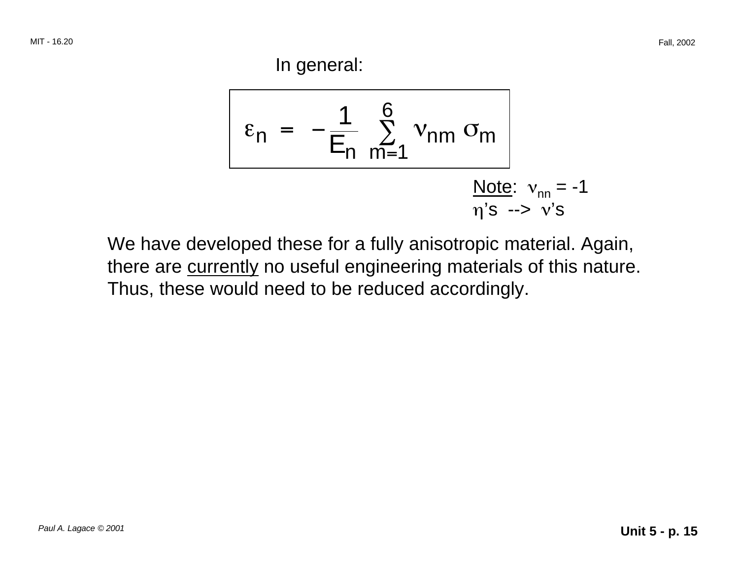In general:

$$\varepsilon_n = -\frac{1}{E_n} \sum_{m=1}^{6} \nu_{nm} \, \sigma_m$$

Note: $\nu_{nn} = -1$
$\eta$'s --> $\nu$'s

We have developed these for a fully anisotropic material. Again, there are currently no useful engineering materials of this nature. Thus, these would need to be reduced accordingly.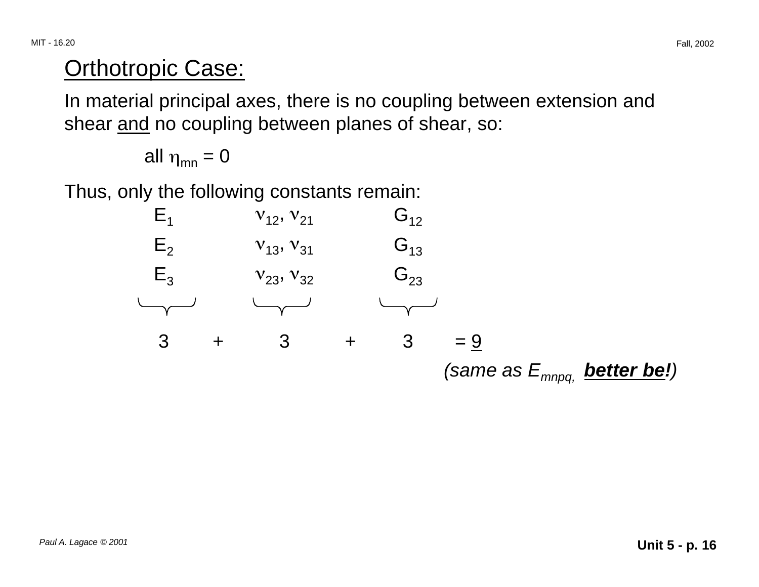## Orthotropic Case:

In material principal axes, there is no coupling between extension and shear and no coupling between planes of shear, so:

all $\eta_{mn} = 0$

Thus, only the following constants remain:

| | | |
|---|---|---|
| $E_1$ | $\nu_{12}, \nu_{21}$ | $G_{12}$ |
| $E_2$ | $\nu_{13}, \nu_{31}$ | $G_{13}$ |
| $E_3$ | $\nu_{23}, \nu_{32}$ | $G_{23}$ |

$$3 \quad + \quad 3 \quad + \quad 3 \quad = \underline{9}$$

*(same as $E_{mnpq}$,* ***better be!****)*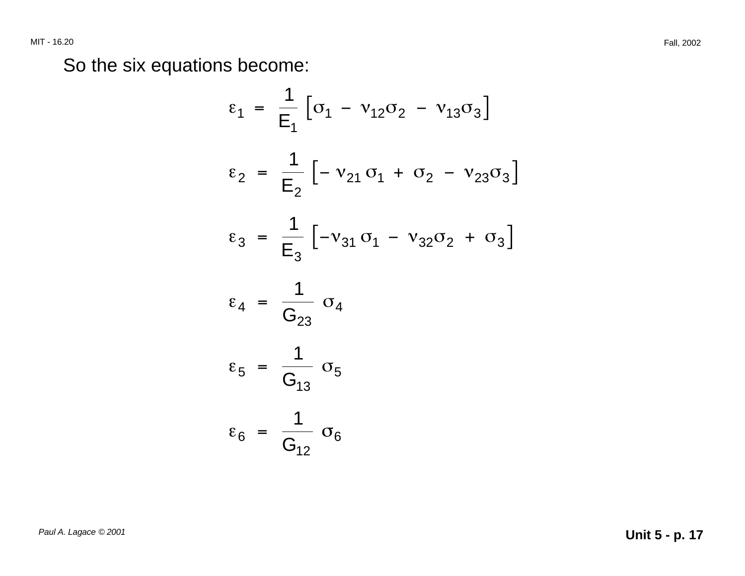So the six equations become:

$$\varepsilon_1 = \frac{1}{E_1}\left[\sigma_1 - \nu_{12}\sigma_2 - \nu_{13}\sigma_3\right]$$

$$\varepsilon_2 = \frac{1}{E_2}\left[-\nu_{21}\sigma_1 + \sigma_2 - \nu_{23}\sigma_3\right]$$

$$\varepsilon_3 = \frac{1}{E_3}\left[-\nu_{31}\sigma_1 - \nu_{32}\sigma_2 + \sigma_3\right]$$

$$\varepsilon_4 = \frac{1}{G_{23}}\sigma_4$$

$$\varepsilon_5 = \frac{1}{G_{13}}\sigma_5$$

$$\varepsilon_6 = \frac{1}{G_{12}}\sigma_6$$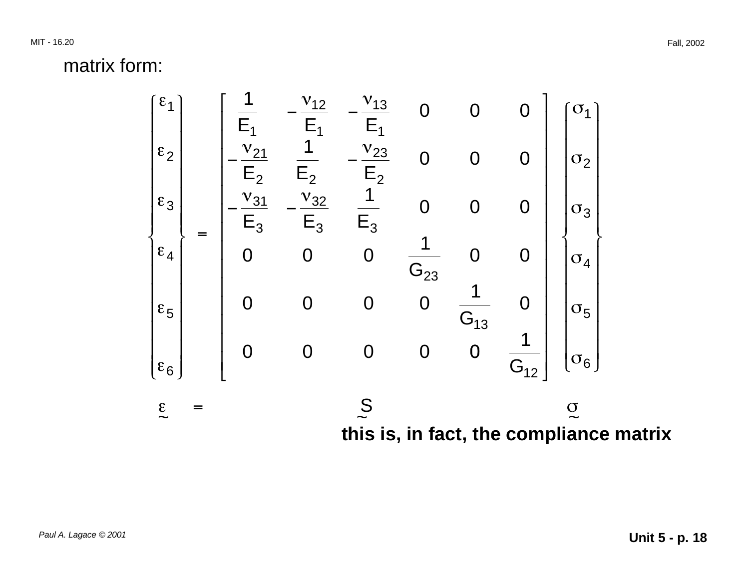matrix form:

$$
\begin{Bmatrix} \varepsilon_1 \\ \varepsilon_2 \\ \varepsilon_3 \\ \varepsilon_4 \\ \varepsilon_5 \\ \varepsilon_6 \end{Bmatrix} =
\begin{bmatrix}
\frac{1}{E_1} & -\frac{\nu_{12}}{E_1} & -\frac{\nu_{13}}{E_1} & 0 & 0 & 0 \\
-\frac{\nu_{21}}{E_2} & \frac{1}{E_2} & -\frac{\nu_{23}}{E_2} & 0 & 0 & 0 \\
-\frac{\nu_{31}}{E_3} & -\frac{\nu_{32}}{E_3} & \frac{1}{E_3} & 0 & 0 & 0 \\
0 & 0 & 0 & \frac{1}{G_{23}} & 0 & 0 \\
0 & 0 & 0 & 0 & \frac{1}{G_{13}} & 0 \\
0 & 0 & 0 & 0 & 0 & \frac{1}{G_{12}}
\end{bmatrix}
\begin{Bmatrix} \sigma_1 \\ \sigma_2 \\ \sigma_3 \\ \sigma_4 \\ \sigma_5 \\ \sigma_6 \end{Bmatrix}
$$

$$
\underset{\sim}{\varepsilon} = \underset{\sim}{S} \; \underset{\sim}{\sigma}
$$

**this is, in fact, the compliance matrix**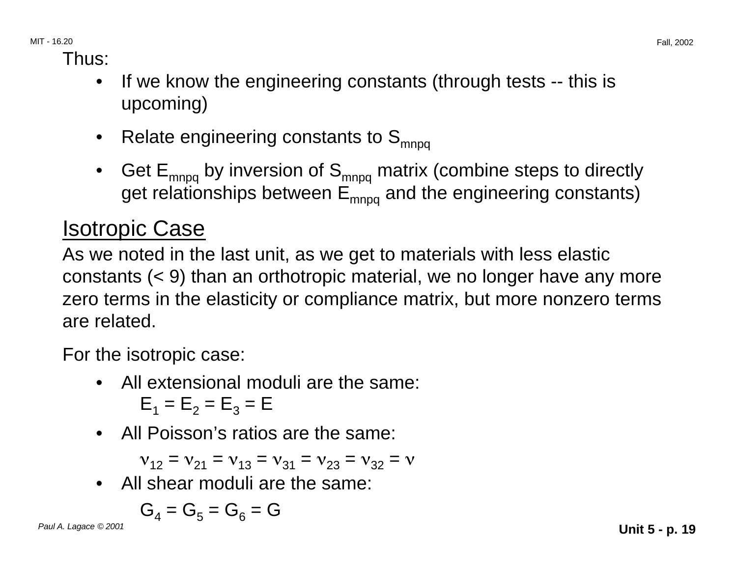Thus:

- If we know the engineering constants (through tests -- this is upcoming)
- Relate engineering constants to $S_{mnpq}$
- Get $E_{mnpq}$ by inversion of $S_{mnpq}$ matrix (combine steps to directly get relationships between $E_{mnpq}$ and the engineering constants)

## Isotropic Case

As we noted in the last unit, as we get to materials with less elastic constants (< 9) than an orthotropic material, we no longer have any more zero terms in the elasticity or compliance matrix, but more nonzero terms are related.

For the isotropic case:

- All extensional moduli are the same:
  $E_1 = E_2 = E_3 = E$
- All Poisson's ratios are the same:
  $\nu_{12} = \nu_{21} = \nu_{13} = \nu_{31} = \nu_{23} = \nu_{32} = \nu$
- All shear moduli are the same:
  $G_4 = G_5 = G_6 = G$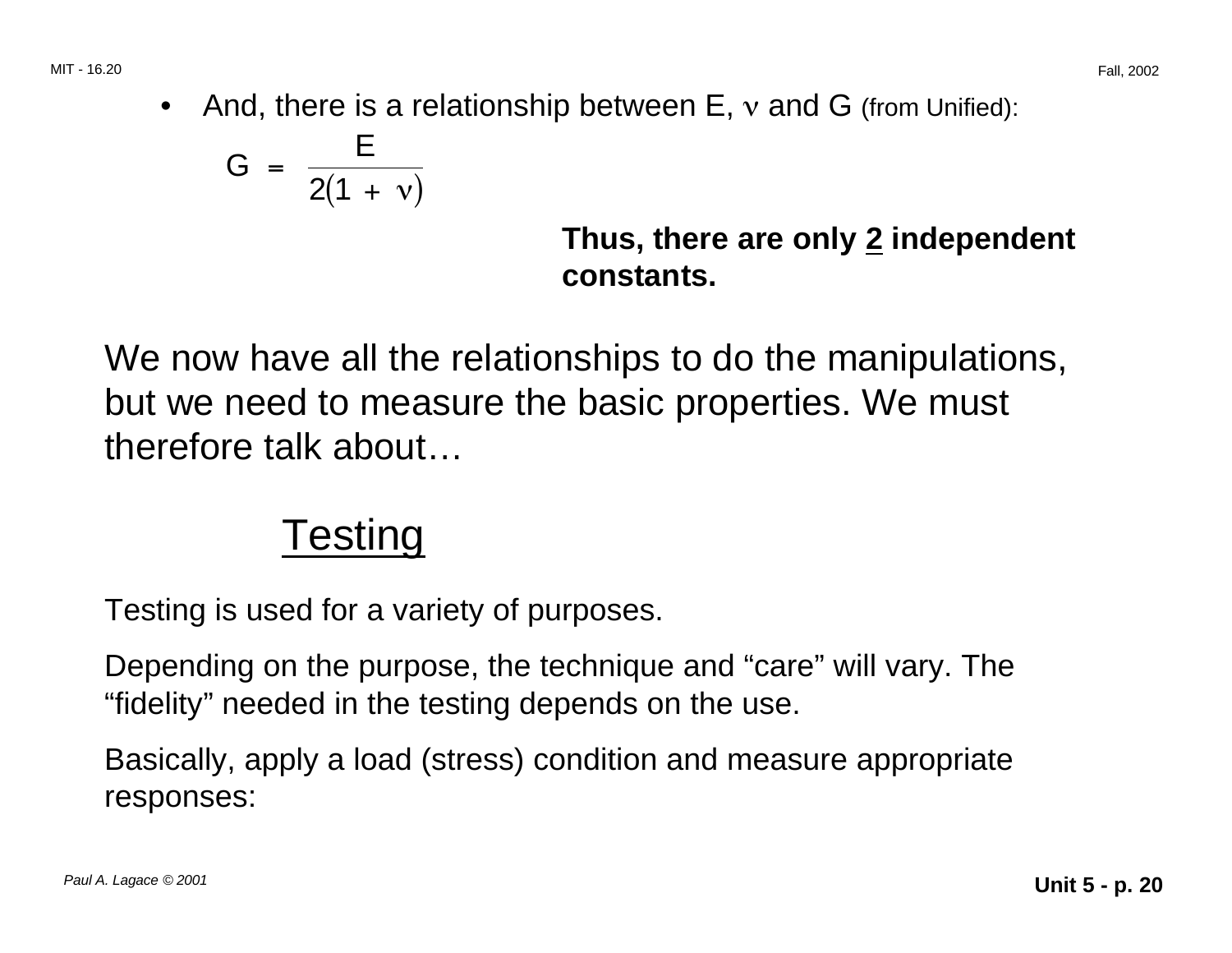- And, there is a relationship between E, $\nu$ and G (from Unified):

$$G = \frac{E}{2(1 + \nu)}$$

**Thus, there are only <u>2</u> independent constants.**

We now have all the relationships to do the manipulations, but we need to measure the basic properties. We must therefore talk about…

## <u>Testing</u>

Testing is used for a variety of purposes.

Depending on the purpose, the technique and "care" will vary. The "fidelity" needed in the testing depends on the use.

Basically, apply a load (stress) condition and measure appropriate responses: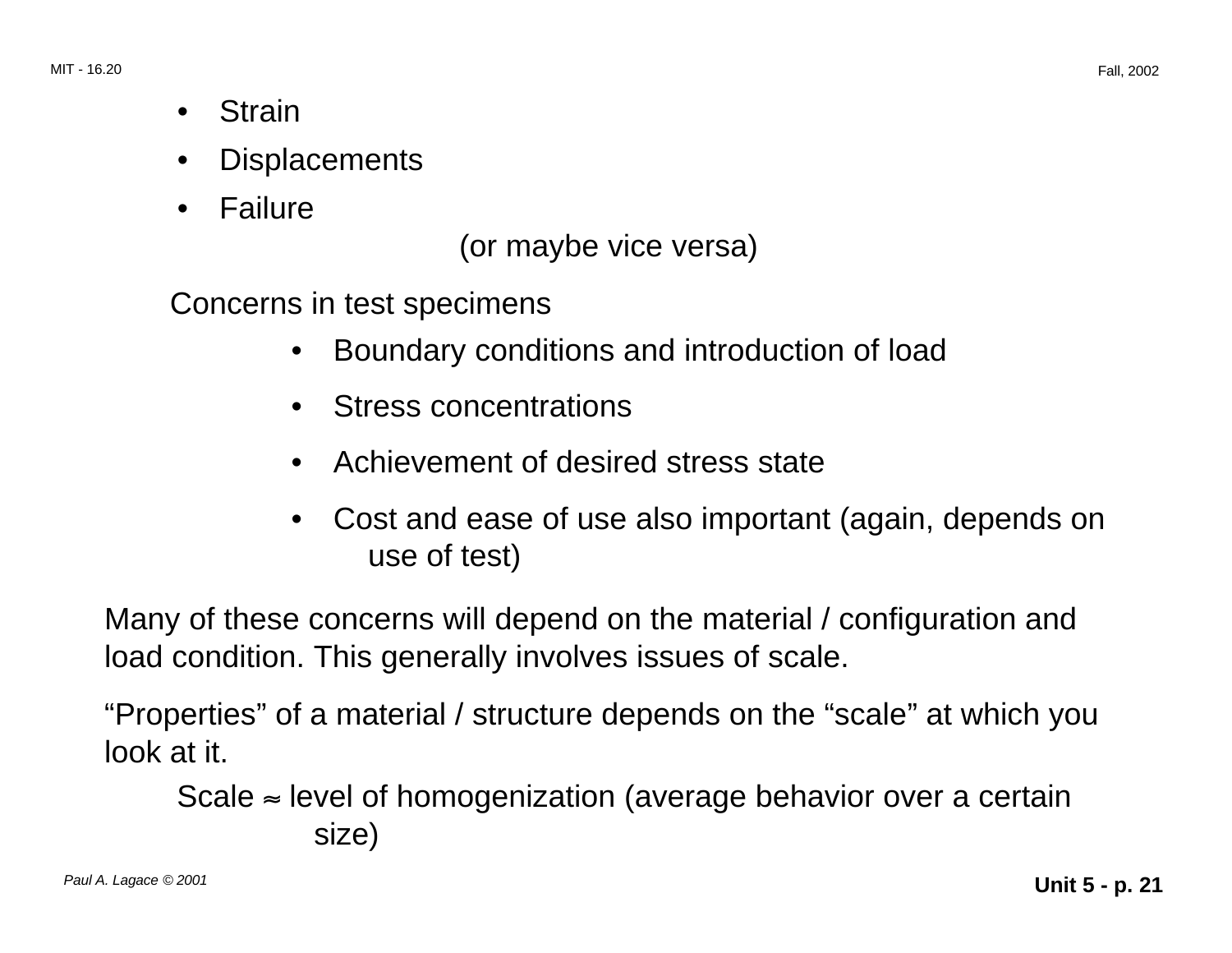- Strain
- Displacements
- Failure

(or maybe vice versa)

Concerns in test specimens

- Boundary conditions and introduction of load
- Stress concentrations
- Achievement of desired stress state
- Cost and ease of use also important (again, depends on use of test)

Many of these concerns will depend on the material / configuration and load condition. This generally involves issues of scale.

“Properties” of a material / structure depends on the “scale” at which you look at it.

Scale $\approx$ level of homogenization (average behavior over a certain size)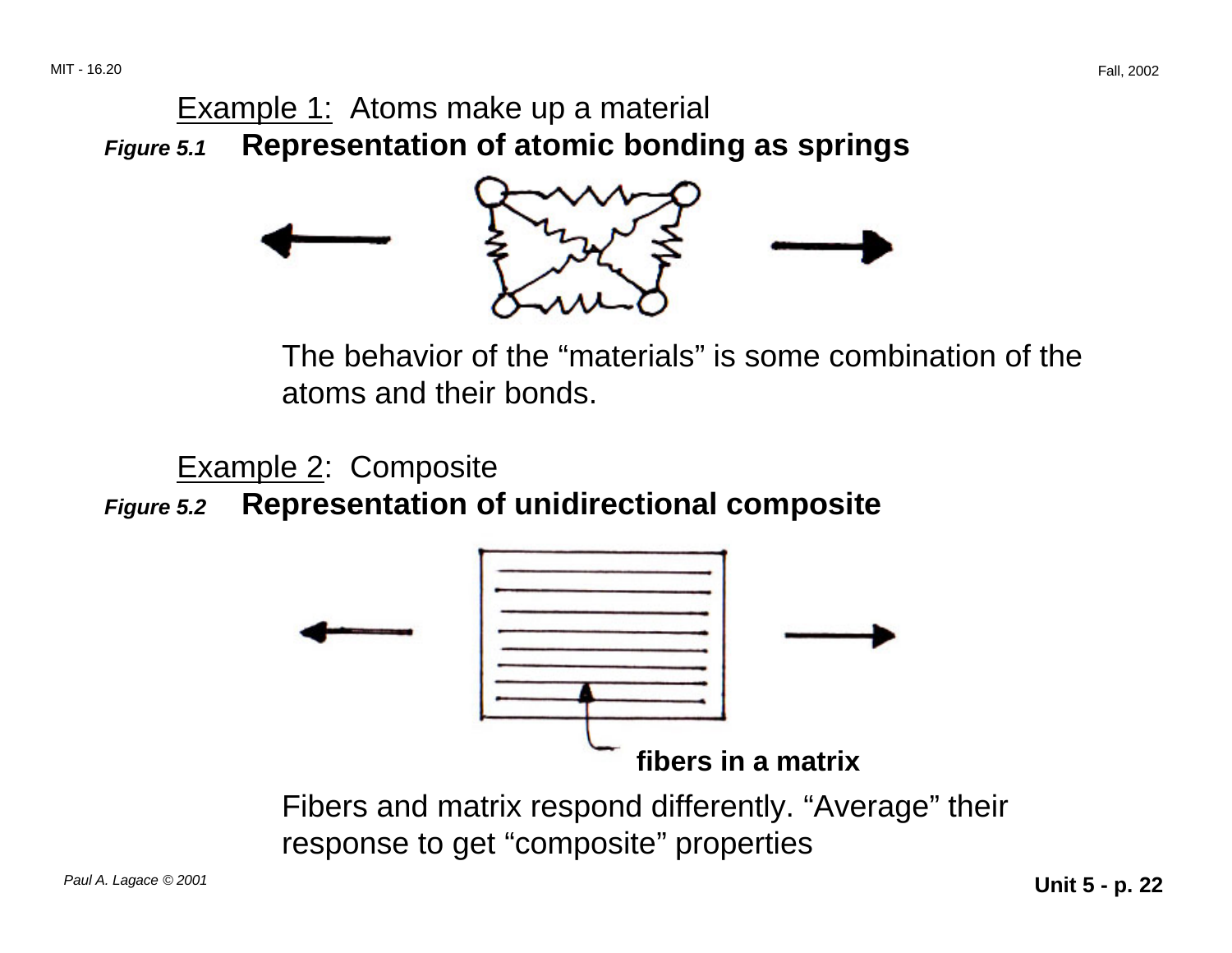<u>Example 1:</u> Atoms make up a material

***Figure 5.1*** **Representation of atomic bonding as springs**

The behavior of the "materials" is some combination of the atoms and their bonds.

<u>Example 2</u>: Composite

***Figure 5.2*** **Representation of unidirectional composite**

**fibers in a matrix**

Fibers and matrix respond differently. "Average" their response to get "composite" properties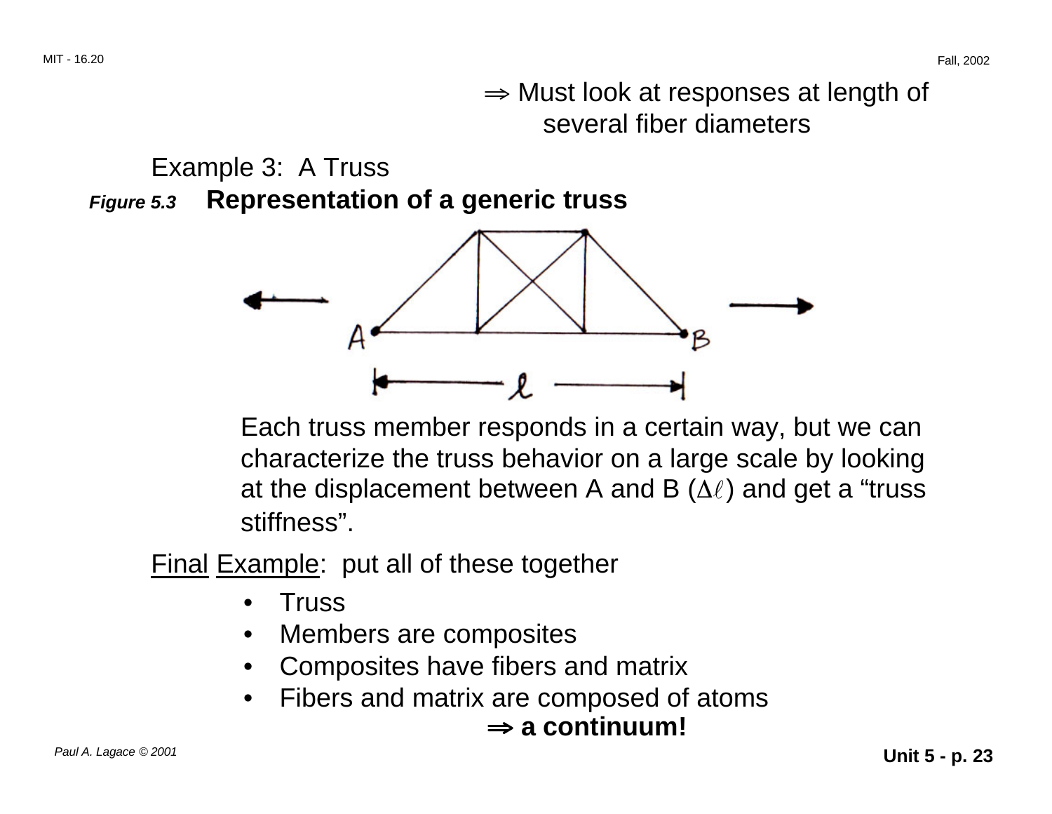⇒ Must look at responses at length of several fiber diameters

Example 3: A Truss

***Figure 5.3*** **Representation of a generic truss**

Each truss member responds in a certain way, but we can characterize the truss behavior on a large scale by looking at the displacement between A and B ($\Delta\ell$) and get a "truss stiffness".

<u>Final</u> <u>Example</u>: put all of these together

- Truss
- Members are composites
- Composites have fibers and matrix
- Fibers and matrix are composed of atoms

**⇒ a continuum!**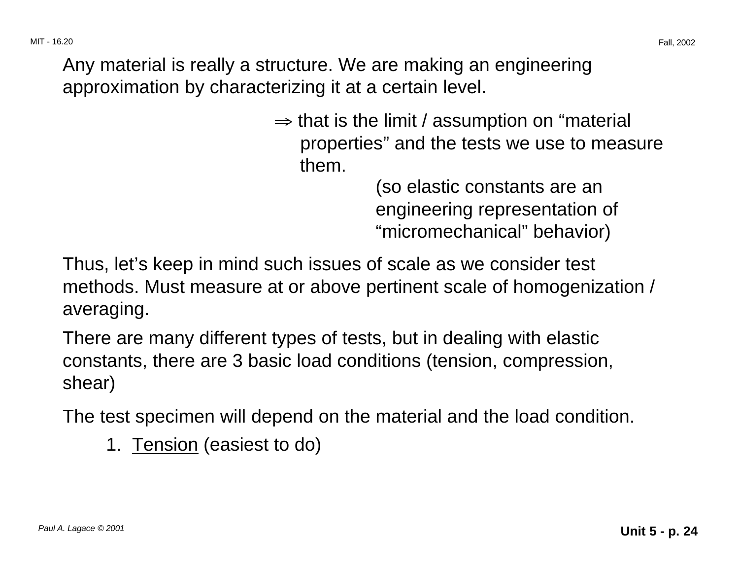Any material is really a structure. We are making an engineering approximation by characterizing it at a certain level.

$\Rightarrow$ that is the limit / assumption on "material properties" and the tests we use to measure them.

(so elastic constants are an engineering representation of "micromechanical" behavior)

Thus, let's keep in mind such issues of scale as we consider test methods. Must measure at or above pertinent scale of homogenization / averaging.

There are many different types of tests, but in dealing with elastic constants, there are 3 basic load conditions (tension, compression, shear)

The test specimen will depend on the material and the load condition.

1. <u>Tension</u> (easiest to do)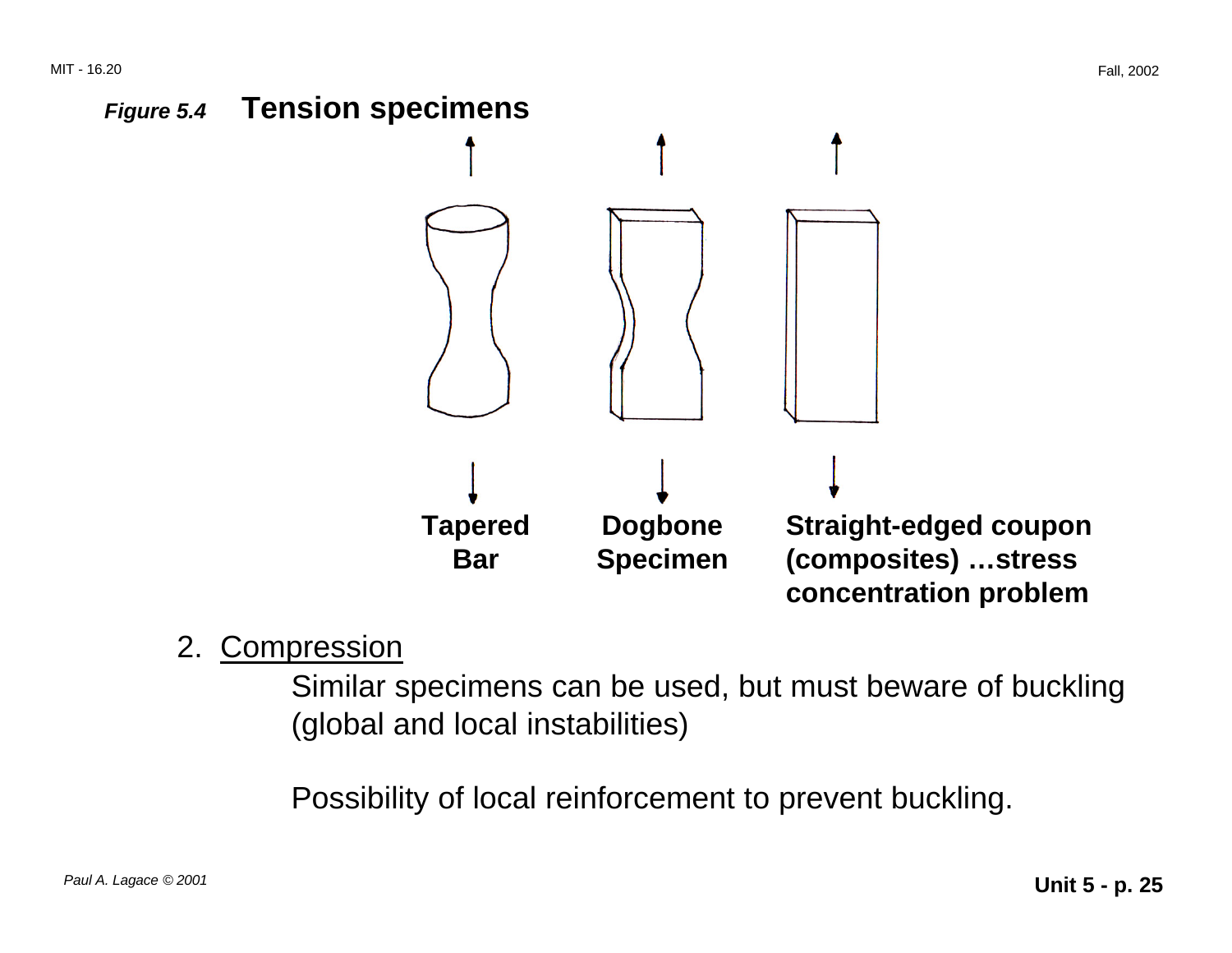***Figure 5.4*** **Tension specimens**

**Tapered Bar**

**Dogbone Specimen**

**Straight-edged coupon (composites) …stress concentration problem**

2. <u>Compression</u>

Similar specimens can be used, but must beware of buckling (global and local instabilities)

Possibility of local reinforcement to prevent buckling.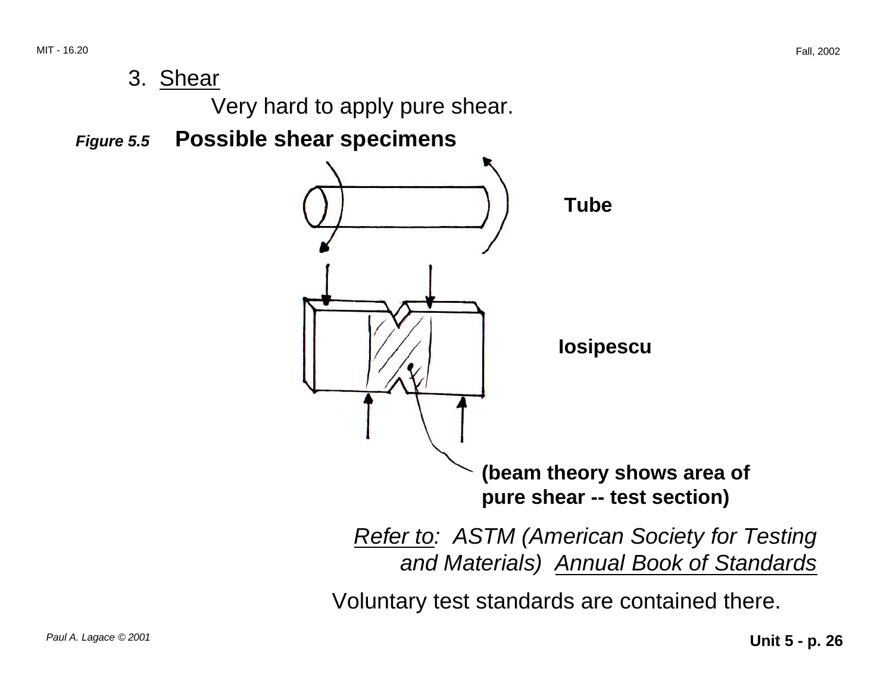3. Shear

Very hard to apply pure shear.

***Figure 5.5*** **Possible shear specimens**

**Tube**

**Iosipescu**

**(beam theory shows area of pure shear -- test section)**

*Refer to: ASTM (American Society for Testing and Materials) Annual Book of Standards*

Voluntary test standards are contained there.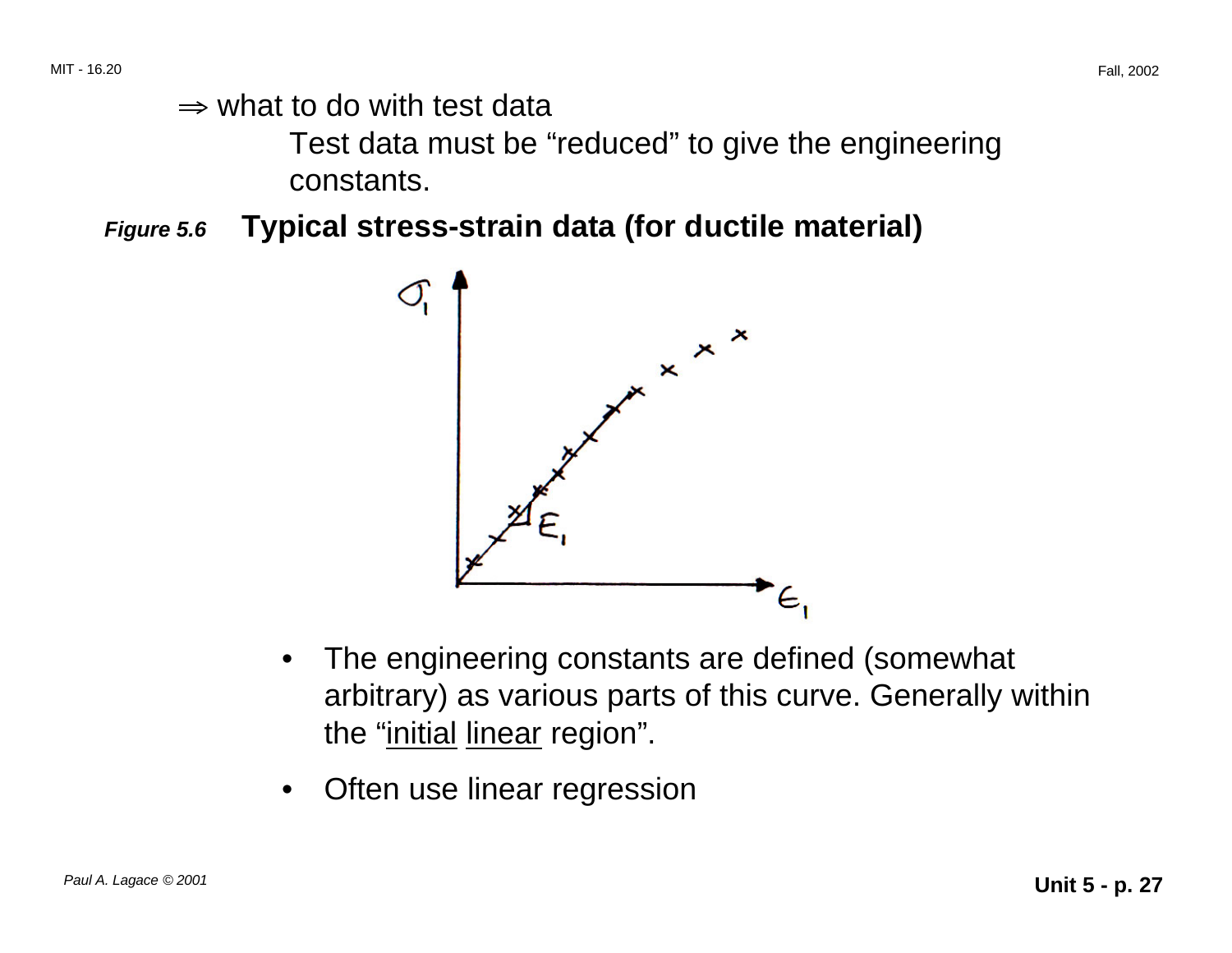$\Rightarrow$ what to do with test data

Test data must be "reduced" to give the engineering constants.

***Figure 5.6*** **Typical stress-strain data (for ductile material)**

- The engineering constants are defined (somewhat arbitrary) as various parts of this curve. Generally within the "<u>initial</u> <u>linear</u> region".
- Often use linear regression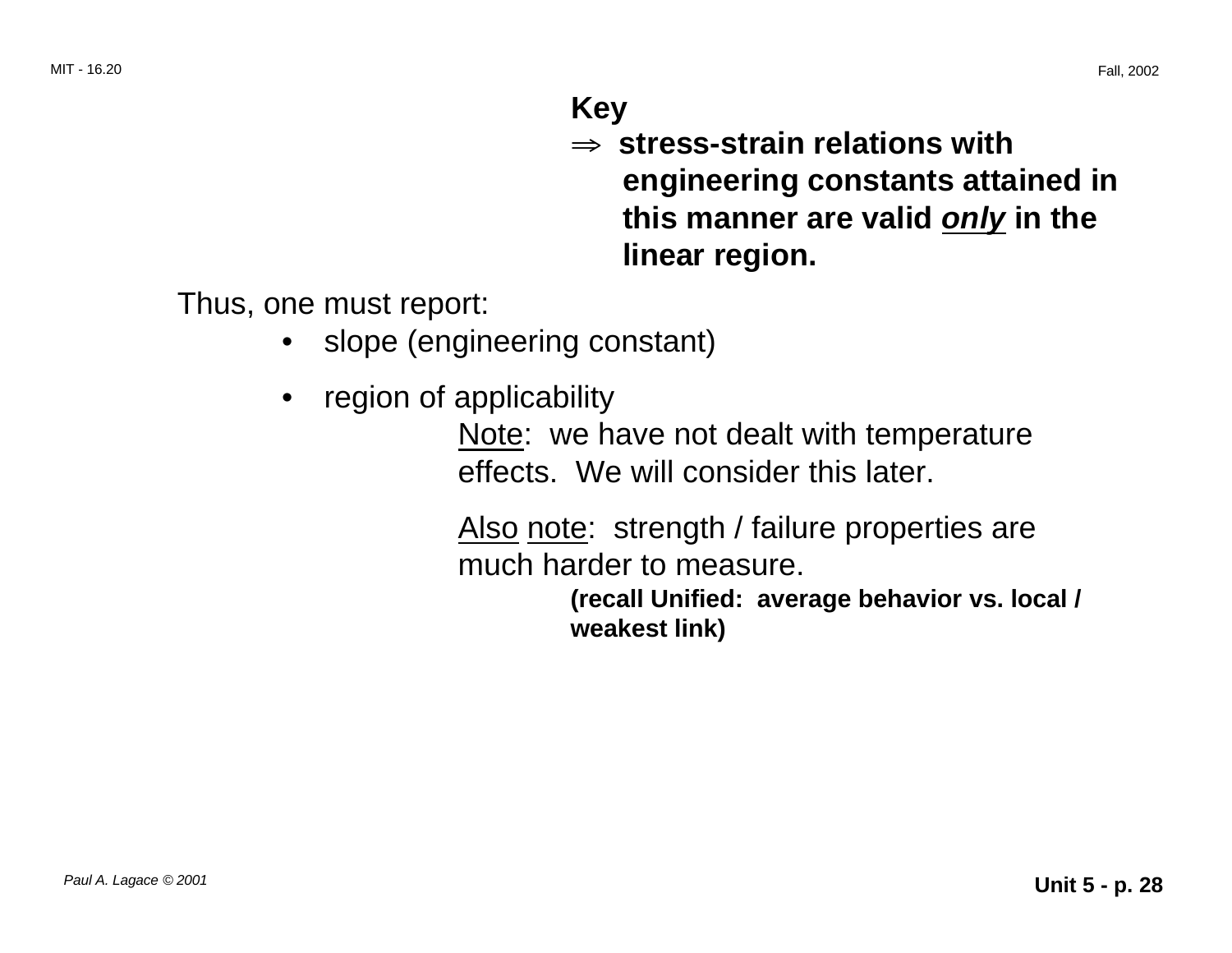**Key**

**$\Rightarrow$ stress-strain relations with engineering constants attained in this manner are valid *only* in the linear region.**

Thus, one must report:

- slope (engineering constant)
- region of applicability

Note: we have not dealt with temperature effects. We will consider this later.

Also note: strength / failure properties are much harder to measure.

**(recall Unified: average behavior vs. local / weakest link)**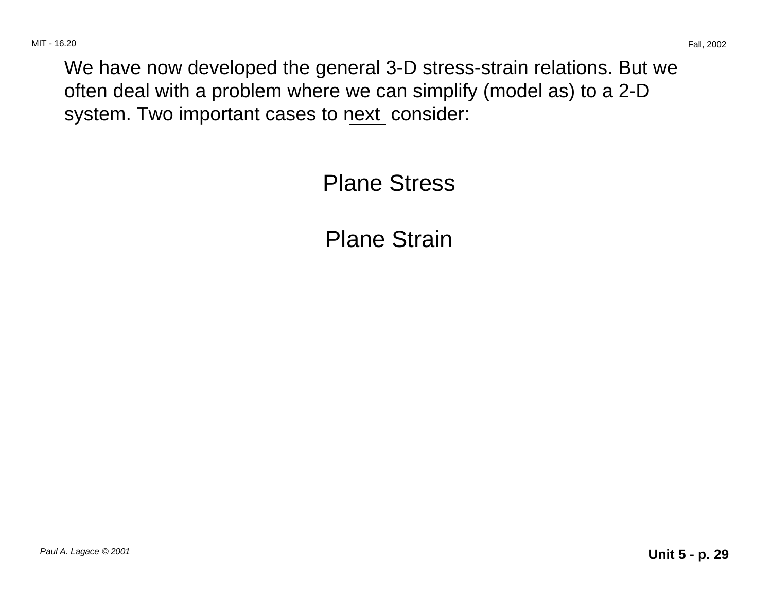We have now developed the general 3-D stress-strain relations. But we often deal with a problem where we can simplify (model as) to a 2-D system. Two important cases to next consider:

Plane Stress

Plane Strain